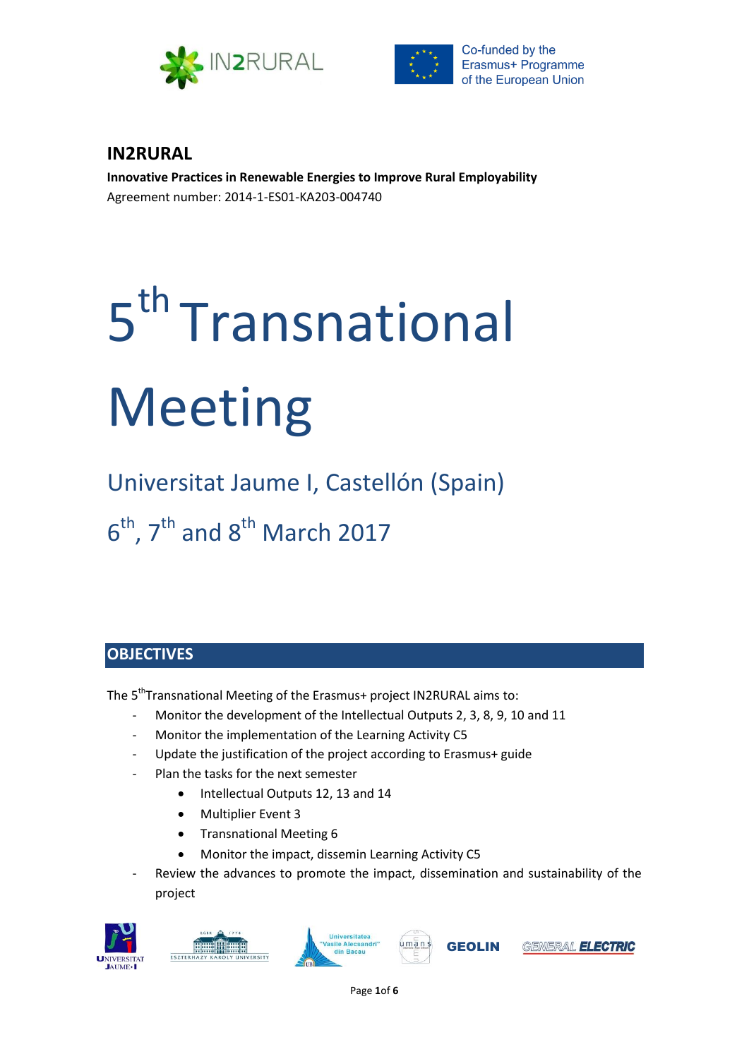Co-funded by the Erasmus+ Programme of the European Union

# IN2RURAL

**Innovative Practices in Renewable Energies to Improve Rural Employability**

Agreement number: 2014-1-ES01-KA203-004740

# 5th Transnational Meeting

## Universitat Jaume I, Castellón (Spain)

## 6th, 7th and 8th March 2017

## OBJECTIVES

The 5th Transnational Meeting of the Erasmus+ project IN2RURAL aims to:

- Monitor the development of the Intellectual Outputs 2, 3, 8, 9, 10 and 11
- Monitor the implementation of the Learning Activity C5
- Update the justification of the project according to Erasmus+ guide
- Plan the tasks for the next semester
  - Intellectual Outputs 12, 13 and 14
  - Multiplier Event 3
  - Transnational Meeting 6
  - Monitor the impact, dissemin Learning Activity C5
- Review the advances to promote the impact, dissemination and sustainability of the project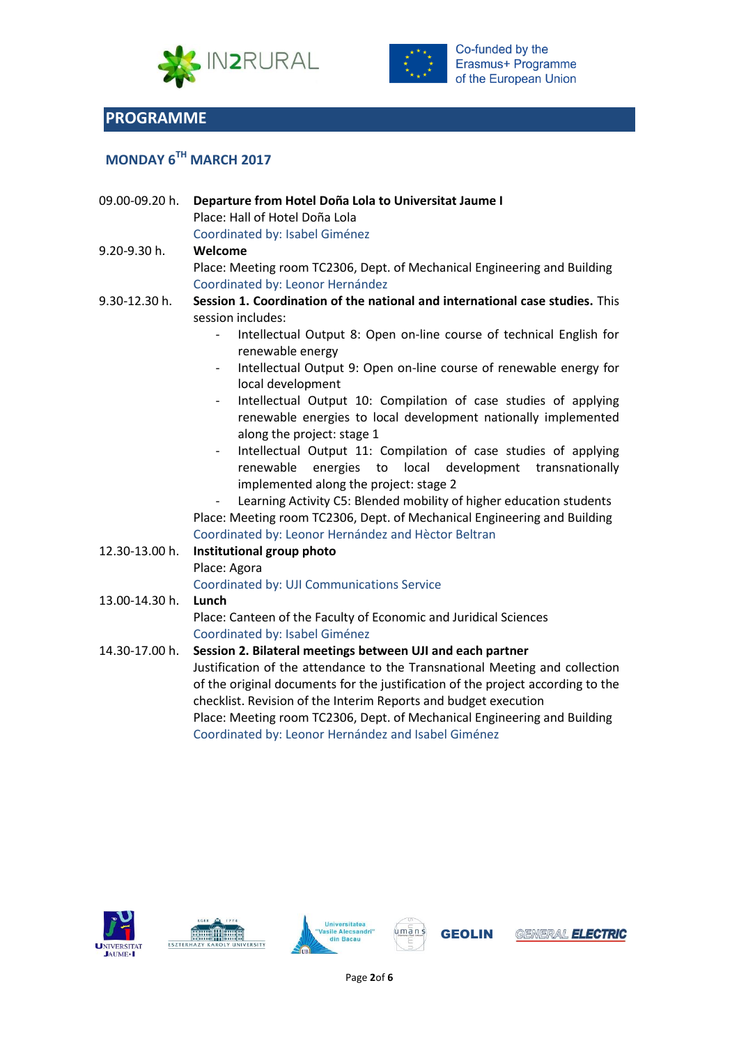## PROGRAMME

### MONDAY 6TH MARCH 2017

09.00-09.20 h. **Departure from Hotel Doña Lola to Universitat Jaume I**
Place: Hall of Hotel Doña Lola
Coordinated by: Isabel Giménez

9.20-9.30 h. **Welcome**
Place: Meeting room TC2306, Dept. of Mechanical Engineering and Building
Coordinated by: Leonor Hernández

9.30-12.30 h. **Session 1. Coordination of the national and international case studies.** This session includes:

- Intellectual Output 8: Open on-line course of technical English for renewable energy
- Intellectual Output 9: Open on-line course of renewable energy for local development
- Intellectual Output 10: Compilation of case studies of applying renewable energies to local development nationally implemented along the project: stage 1
- Intellectual Output 11: Compilation of case studies of applying renewable energies to local development transnationally implemented along the project: stage 2
- Learning Activity C5: Blended mobility of higher education students

Place: Meeting room TC2306, Dept. of Mechanical Engineering and Building
Coordinated by: Leonor Hernández and Hèctor Beltran

12.30-13.00 h. **Institutional group photo**
Place: Agora
Coordinated by: UJI Communications Service

13.00-14.30 h. **Lunch**
Place: Canteen of the Faculty of Economic and Juridical Sciences
Coordinated by: Isabel Giménez

14.30-17.00 h. **Session 2. Bilateral meetings between UJI and each partner**
Justification of the attendance to the Transnational Meeting and collection of the original documents for the justification of the project according to the checklist. Revision of the Interim Reports and budget execution
Place: Meeting room TC2306, Dept. of Mechanical Engineering and Building
Coordinated by: Leonor Hernández and Isabel Giménez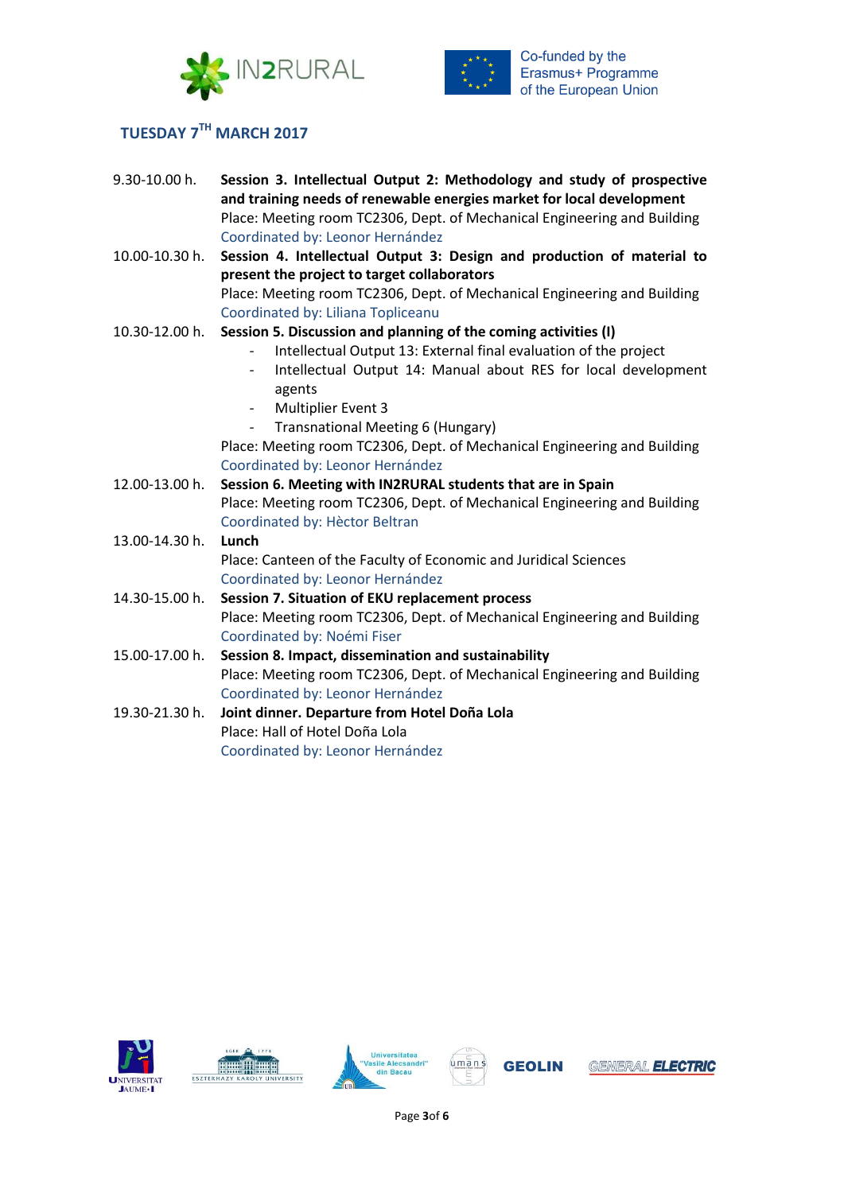## TUESDAY 7TH MARCH 2017

| | |
|---|---|
| 9.30-10.00 h. | **Session 3. Intellectual Output 2: Methodology and study of prospective and training needs of renewable energies market for local development**<br>Place: Meeting room TC2306, Dept. of Mechanical Engineering and Building<br>Coordinated by: Leonor Hernández |
| 10.00-10.30 h. | **Session 4. Intellectual Output 3: Design and production of material to present the project to target collaborators**<br>Place: Meeting room TC2306, Dept. of Mechanical Engineering and Building<br>Coordinated by: Liliana Topliceanu |
| 10.30-12.00 h. | **Session 5. Discussion and planning of the coming activities (I)**<br>- Intellectual Output 13: External final evaluation of the project<br>- Intellectual Output 14: Manual about RES for local development agents<br>- Multiplier Event 3<br>- Transnational Meeting 6 (Hungary)<br>Place: Meeting room TC2306, Dept. of Mechanical Engineering and Building<br>Coordinated by: Leonor Hernández |
| 12.00-13.00 h. | **Session 6. Meeting with IN2RURAL students that are in Spain**<br>Place: Meeting room TC2306, Dept. of Mechanical Engineering and Building<br>Coordinated by: Hèctor Beltran |
| 13.00-14.30 h. | **Lunch**<br>Place: Canteen of the Faculty of Economic and Juridical Sciences<br>Coordinated by: Leonor Hernández |
| 14.30-15.00 h. | **Session 7. Situation of EKU replacement process**<br>Place: Meeting room TC2306, Dept. of Mechanical Engineering and Building<br>Coordinated by: Noémi Fiser |
| 15.00-17.00 h. | **Session 8. Impact, dissemination and sustainability**<br>Place: Meeting room TC2306, Dept. of Mechanical Engineering and Building<br>Coordinated by: Leonor Hernández |
| 19.30-21.30 h. | **Joint dinner. Departure from Hotel Doña Lola**<br>Place: Hall of Hotel Doña Lola<br>Coordinated by: Leonor Hernández |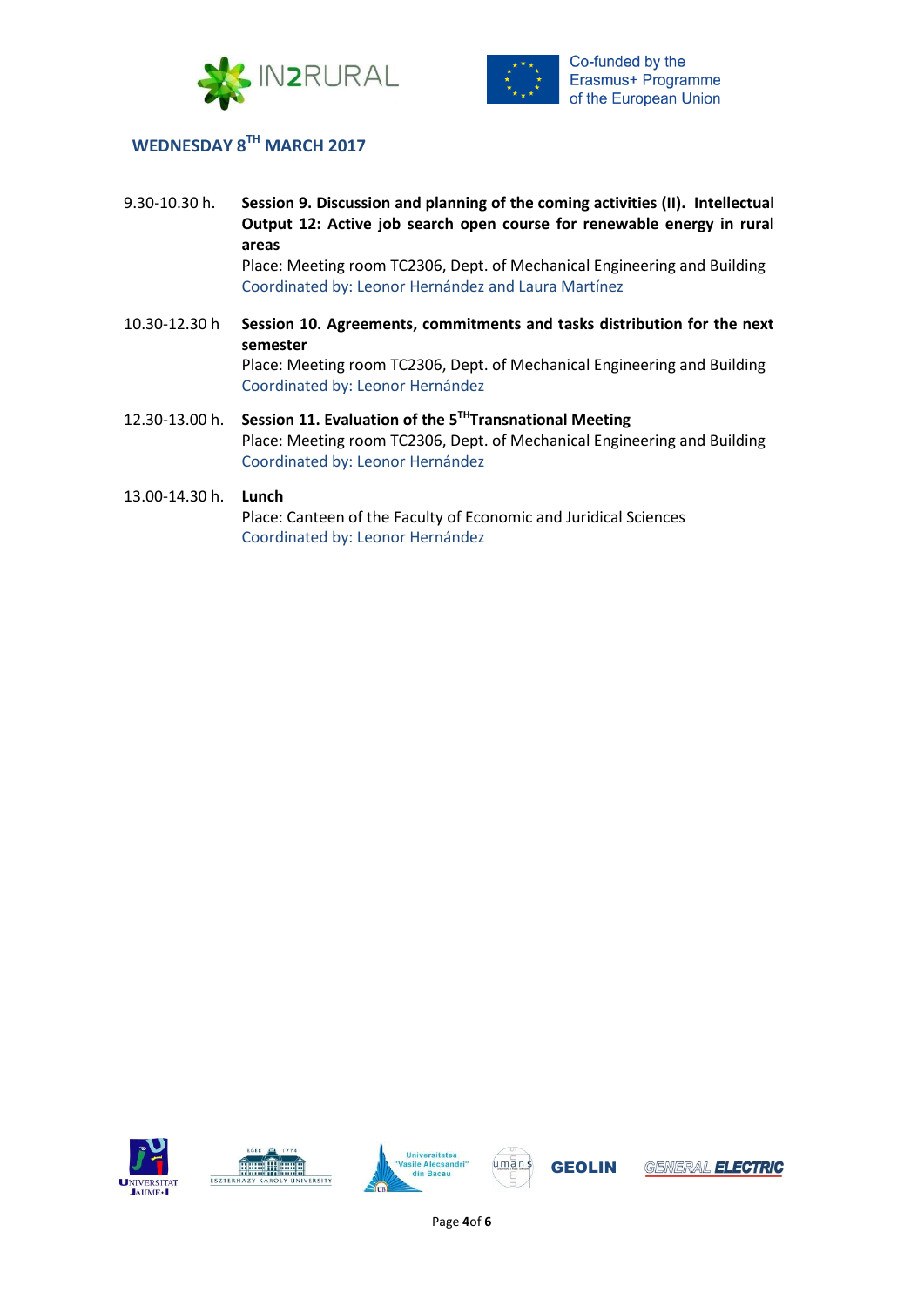## WEDNESDAY 8TH MARCH 2017

9.30-10.30 h. **Session 9. Discussion and planning of the coming activities (II). Intellectual Output 12: Active job search open course for renewable energy in rural areas**
Place: Meeting room TC2306, Dept. of Mechanical Engineering and Building
Coordinated by: Leonor Hernández and Laura Martínez

10.30-12.30 h **Session 10. Agreements, commitments and tasks distribution for the next semester**
Place: Meeting room TC2306, Dept. of Mechanical Engineering and Building
Coordinated by: Leonor Hernández

12.30-13.00 h. **Session 11. Evaluation of the 5TH Transnational Meeting**
Place: Meeting room TC2306, Dept. of Mechanical Engineering and Building
Coordinated by: Leonor Hernández

13.00-14.30 h. **Lunch**
Place: Canteen of the Faculty of Economic and Juridical Sciences
Coordinated by: Leonor Hernández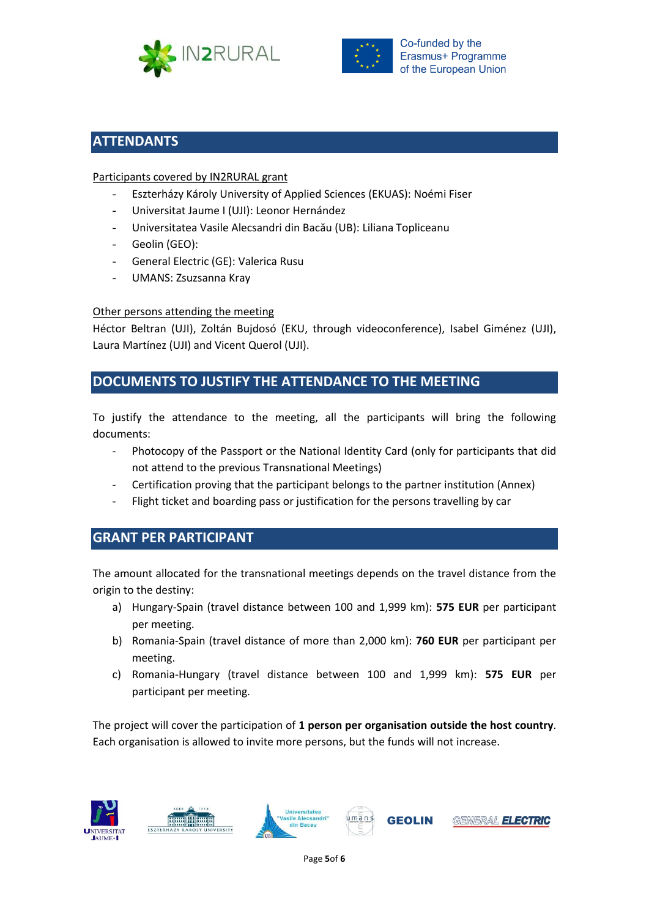## ATTENDANTS

Participants covered by IN2RURAL grant

- Eszterházy Károly University of Applied Sciences (EKUAS): Noémi Fiser
- Universitat Jaume I (UJI): Leonor Hernández
- Universitatea Vasile Alecsandri din Bacău (UB): Liliana Topliceanu
- Geolin (GEO):
- General Electric (GE): Valerica Rusu
- UMANS: Zsuzsanna Kray

Other persons attending the meeting

Héctor Beltran (UJI), Zoltán Bujdosó (EKU, through videoconference), Isabel Giménez (UJI), Laura Martínez (UJI) and Vicent Querol (UJI).

## DOCUMENTS TO JUSTIFY THE ATTENDANCE TO THE MEETING

To justify the attendance to the meeting, all the participants will bring the following documents:

- Photocopy of the Passport or the National Identity Card (only for participants that did not attend to the previous Transnational Meetings)
- Certification proving that the participant belongs to the partner institution (Annex)
- Flight ticket and boarding pass or justification for the persons travelling by car

## GRANT PER PARTICIPANT

The amount allocated for the transnational meetings depends on the travel distance from the origin to the destiny:

a) Hungary-Spain (travel distance between 100 and 1,999 km): **575 EUR** per participant per meeting.
b) Romania-Spain (travel distance of more than 2,000 km): **760 EUR** per participant per meeting.
c) Romania-Hungary (travel distance between 100 and 1,999 km): **575 EUR** per participant per meeting.

The project will cover the participation of **1 person per organisation outside the host country**. Each organisation is allowed to invite more persons, but the funds will not increase.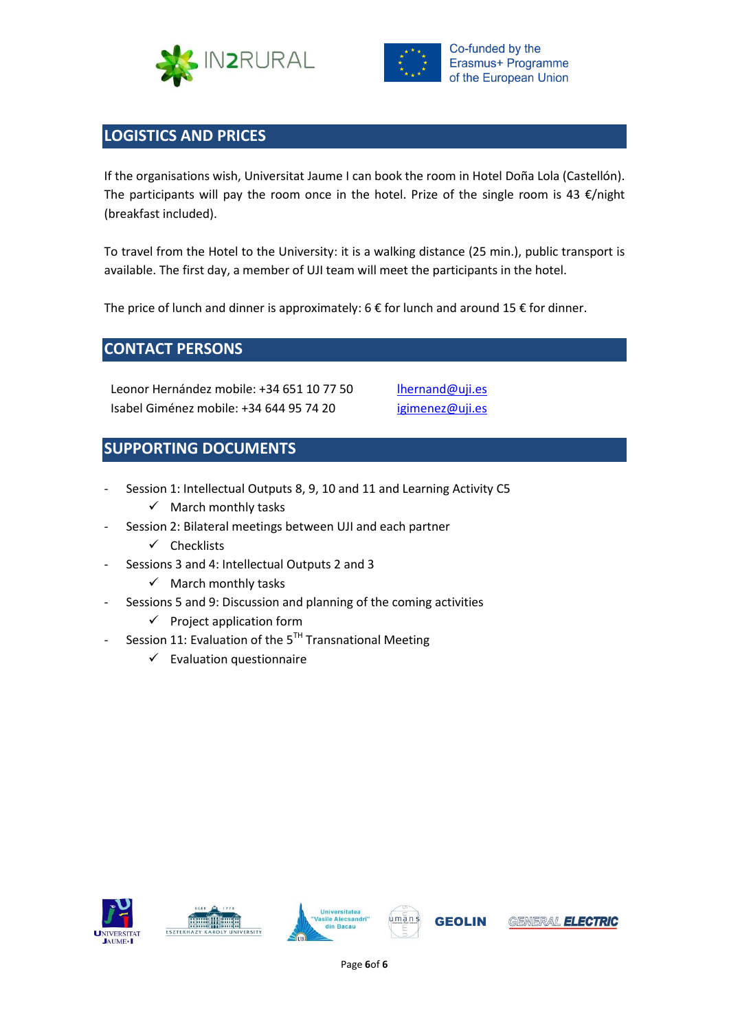## LOGISTICS AND PRICES

If the organisations wish, Universitat Jaume I can book the room in Hotel Doña Lola (Castellón). The participants will pay the room once in the hotel. Prize of the single room is 43 €/night (breakfast included).

To travel from the Hotel to the University: it is a walking distance (25 min.), public transport is available. The first day, a member of UJI team will meet the participants in the hotel.

The price of lunch and dinner is approximately: 6 € for lunch and around 15 € for dinner.

## CONTACT PERSONS

Leonor Hernández mobile: +34 651 10 77 50 lhernand@uji.es
Isabel Giménez mobile: +34 644 95 74 20 igimenez@uji.es

## SUPPORTING DOCUMENTS

- Session 1: Intellectual Outputs 8, 9, 10 and 11 and Learning Activity C5
  - ✓ March monthly tasks
- Session 2: Bilateral meetings between UJI and each partner
  - ✓ Checklists
- Sessions 3 and 4: Intellectual Outputs 2 and 3
  - ✓ March monthly tasks
- Sessions 5 and 9: Discussion and planning of the coming activities
  - ✓ Project application form
- Session 11: Evaluation of the 5TH Transnational Meeting
  - ✓ Evaluation questionnaire